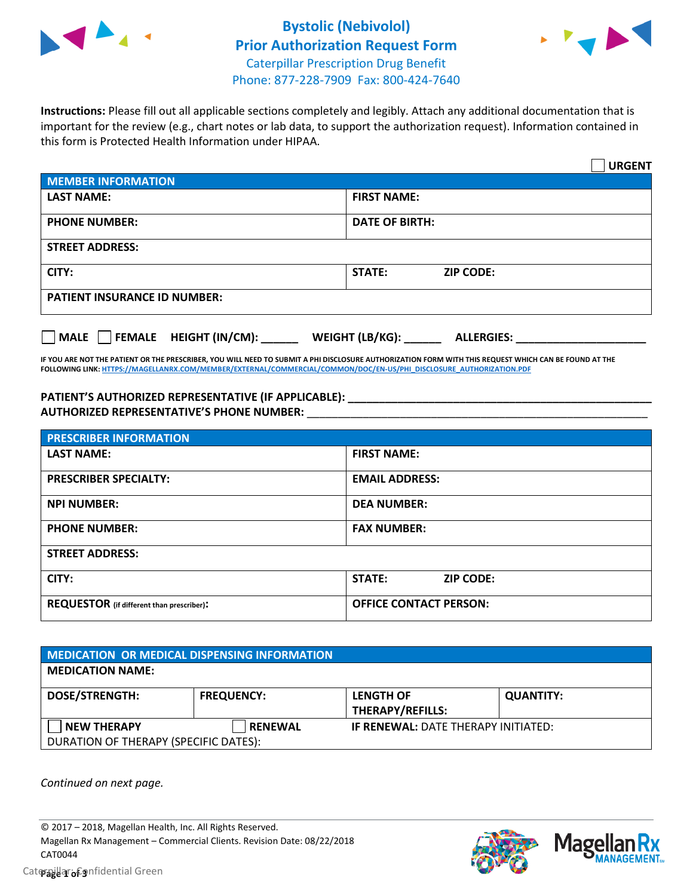# Bystolic (Nebivolol) Prior Authorization Request Form

Caterpillar Prescription Drug Benefit
Phone: 877-228-7909 Fax: 800-424-7640

**Instructions:** Please fill out all applicable sections completely and legibly. Attach any additional documentation that is important for the review (e.g., chart notes or lab data, to support the authorization request). Information contained in this form is Protected Health Information under HIPAA.

☐ **URGENT**

| MEMBER INFORMATION | |
|---|---|
| **LAST NAME:** | **FIRST NAME:** |
| **PHONE NUMBER:** | **DATE OF BIRTH:** |
| **STREET ADDRESS:** | |
| **CITY:** | **STATE:** **ZIP CODE:** |
| **PATIENT INSURANCE ID NUMBER:** | |

☐ **MALE** ☐ **FEMALE** **HEIGHT (IN/CM):** ______ **WEIGHT (LB/KG):** ______ **ALLERGIES:** ____________________

**IF YOU ARE NOT THE PATIENT OR THE PRESCRIBER, YOU WILL NEED TO SUBMIT A PHI DISCLOSURE AUTHORIZATION FORM WITH THIS REQUEST WHICH CAN BE FOUND AT THE FOLLOWING LINK: HTTPS://MAGELLANRX.COM/MEMBER/EXTERNAL/COMMERCIAL/COMMON/DOC/EN-US/PHI_DISCLOSURE_AUTHORIZATION.PDF**

**PATIENT'S AUTHORIZED REPRESENTATIVE (IF APPLICABLE):** ____________________________________________
**AUTHORIZED REPRESENTATIVE'S PHONE NUMBER:** ____________________________________________

| PRESCRIBER INFORMATION | |
|---|---|
| **LAST NAME:** | **FIRST NAME:** |
| **PRESCRIBER SPECIALTY:** | **EMAIL ADDRESS:** |
| **NPI NUMBER:** | **DEA NUMBER:** |
| **PHONE NUMBER:** | **FAX NUMBER:** |
| **STREET ADDRESS:** | |
| **CITY:** | **STATE:** **ZIP CODE:** |
| **REQUESTOR** (if different than prescriber)**:** | **OFFICE CONTACT PERSON:** |

| MEDICATION OR MEDICAL DISPENSING INFORMATION | | | |
|---|---|---|---|
| **MEDICATION NAME:** | | | |
| **DOSE/STRENGTH:** | **FREQUENCY:** | **LENGTH OF THERAPY/REFILLS:** | **QUANTITY:** |
| ☐ **NEW THERAPY** | ☐ **RENEWAL** | **IF RENEWAL:** DATE THERAPY INITIATED: | |
| DURATION OF THERAPY (SPECIFIC DATES): | | | |

*Continued on next page.*

© 2017 – 2018, Magellan Health, Inc. All Rights Reserved.
Magellan Rx Management – Commercial Clients. Revision Date: 08/22/2018
CAT0044

Caterpillar: Confidential Green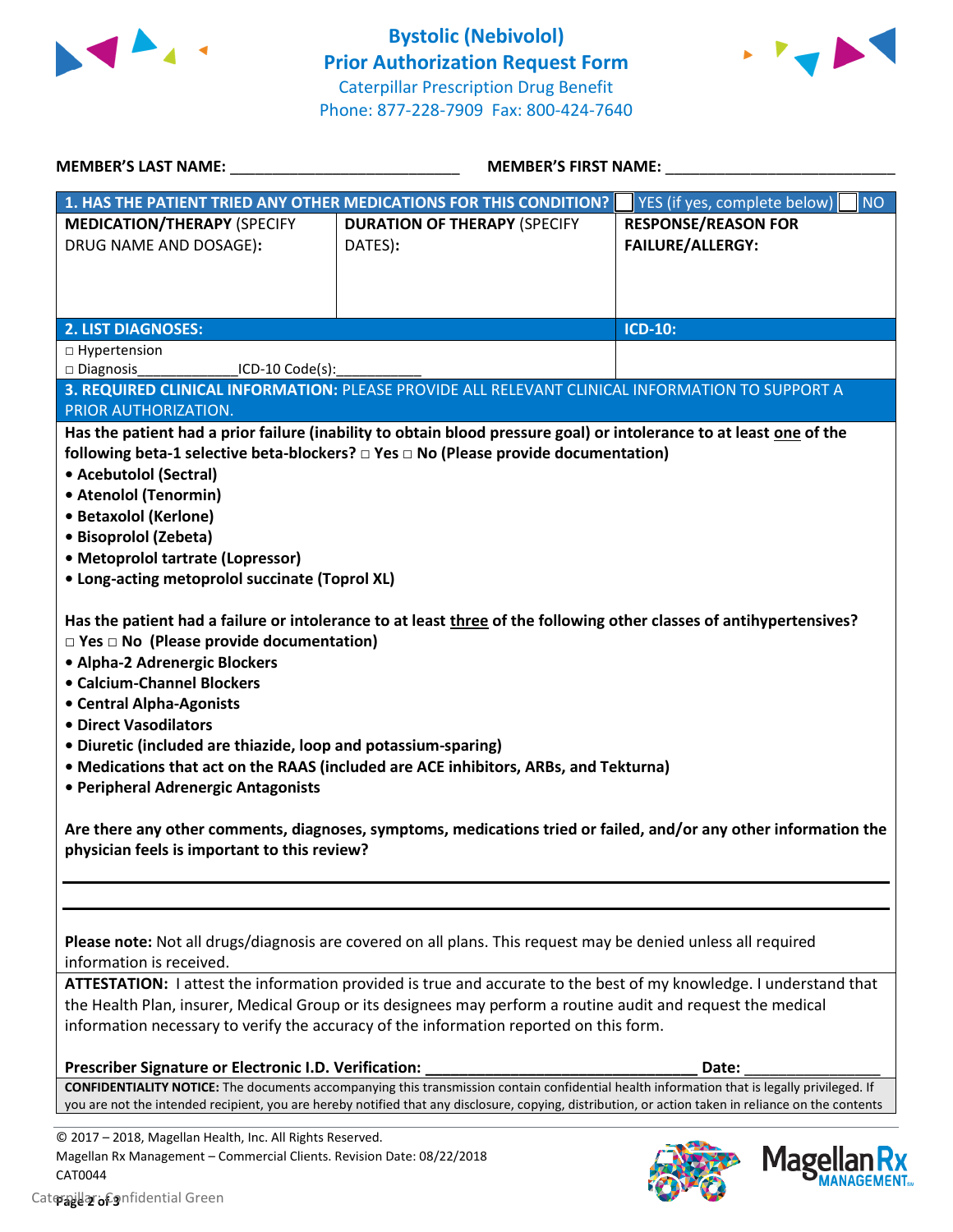# Bystolic (Nebivolol)
## Prior Authorization Request Form

Caterpillar Prescription Drug Benefit
Phone: 877-228-7909 Fax: 800-424-7640

**MEMBER'S LAST NAME:** ___________________________ **MEMBER'S FIRST NAME:** ___________________________

| **1. HAS THE PATIENT TRIED ANY OTHER MEDICATIONS FOR THIS CONDITION?** | | ☐ YES (if yes, complete below) ☐ NO |
|---|---|---|
| **MEDICATION/THERAPY** (SPECIFY DRUG NAME AND DOSAGE): | **DURATION OF THERAPY** (SPECIFY DATES): | **RESPONSE/REASON FOR FAILURE/ALLERGY:** |
| | | |

| **2. LIST DIAGNOSES:** | **ICD-10:** |
|---|---|
| □ Hypertension<br>□ Diagnosis_____________ICD-10 Code(s):___________ | |

**3. REQUIRED CLINICAL INFORMATION:** PLEASE PROVIDE ALL RELEVANT CLINICAL INFORMATION TO SUPPORT A PRIOR AUTHORIZATION.

**Has the patient had a prior failure (inability to obtain blood pressure goal) or intolerance to at least one of the following beta-1 selective beta-blockers? □ Yes □ No (Please provide documentation)**

- **Acebutolol (Sectral)**
- **Atenolol (Tenormin)**
- **Betaxolol (Kerlone)**
- **Bisoprolol (Zebeta)**
- **Metoprolol tartrate (Lopressor)**
- **Long-acting metoprolol succinate (Toprol XL)**

**Has the patient had a failure or intolerance to at least three of the following other classes of antihypertensives? □ Yes □ No (Please provide documentation)**

- **Alpha-2 Adrenergic Blockers**
- **Calcium-Channel Blockers**
- **Central Alpha-Agonists**
- **Direct Vasodilators**
- **Diuretic (included are thiazide, loop and potassium-sparing)**
- **Medications that act on the RAAS (included are ACE inhibitors, ARBs, and Tekturna)**
- **Peripheral Adrenergic Antagonists**

**Are there any other comments, diagnoses, symptoms, medications tried or failed, and/or any other information the physician feels is important to this review?**

_______________________________________________________________________________

_______________________________________________________________________________

**Please note:** Not all drugs/diagnosis are covered on all plans. This request may be denied unless all required information is received.

**ATTESTATION:** I attest the information provided is true and accurate to the best of my knowledge. I understand that the Health Plan, insurer, Medical Group or its designees may perform a routine audit and request the medical information necessary to verify the accuracy of the information reported on this form.

**Prescriber Signature or Electronic I.D. Verification:** ________________________________ **Date:** ________________

**CONFIDENTIALITY NOTICE:** The documents accompanying this transmission contain confidential health information that is legally privileged. If you are not the intended recipient, you are hereby notified that any disclosure, copying, distribution, or action taken in reliance on the contents

© 2017 – 2018, Magellan Health, Inc. All Rights Reserved.
Magellan Rx Management – Commercial Clients. Revision Date: 08/22/2018
CAT0044

Caterpillar: Confidential Green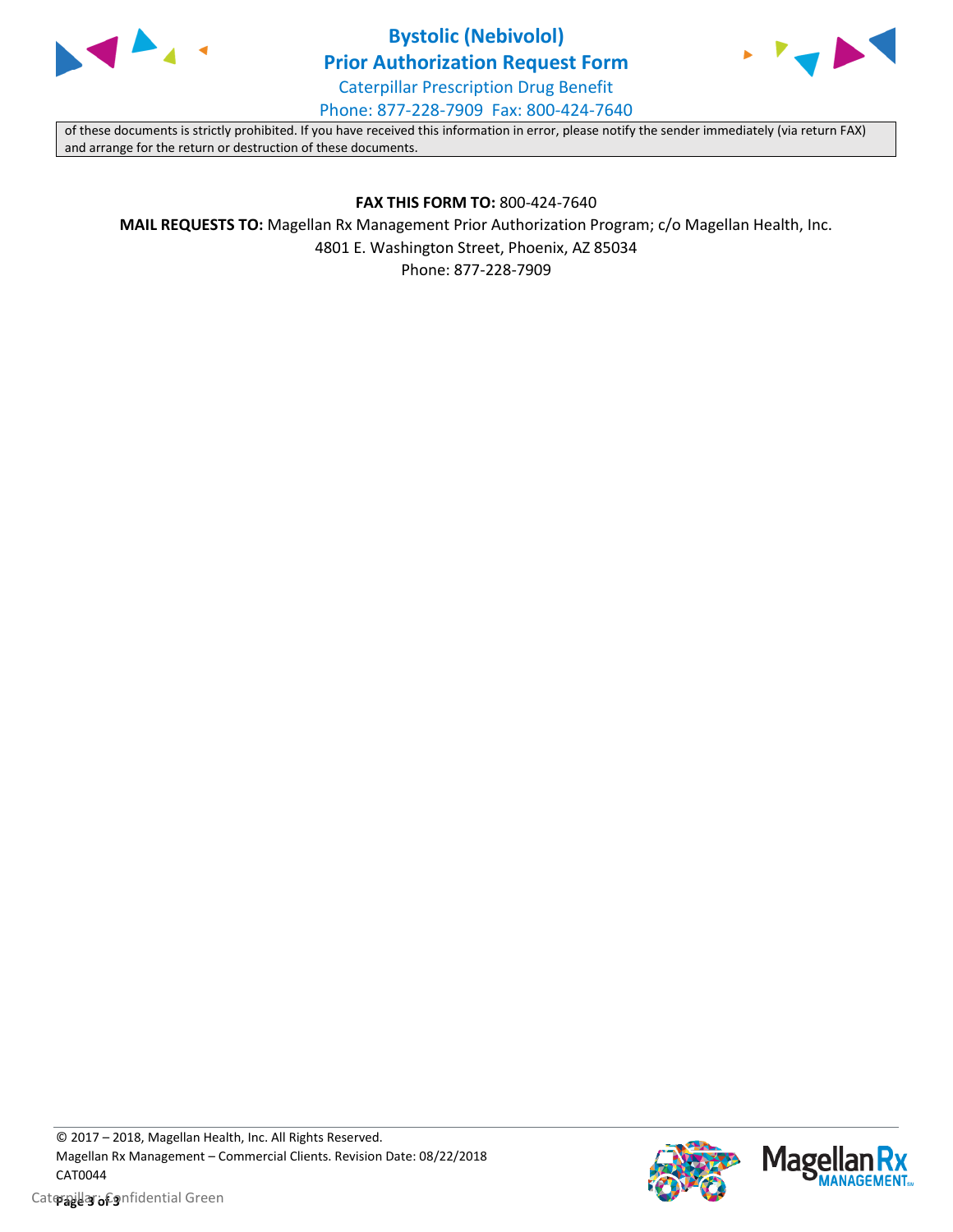of these documents is strictly prohibited. If you have received this information in error, please notify the sender immediately (via return FAX) and arrange for the return or destruction of these documents.

**FAX THIS FORM TO:** 800-424-7640

**MAIL REQUESTS TO:** Magellan Rx Management Prior Authorization Program; c/o Magellan Health, Inc.
4801 E. Washington Street, Phoenix, AZ 85034
Phone: 877-228-7909

© 2017 – 2018, Magellan Health, Inc. All Rights Reserved.
Magellan Rx Management – Commercial Clients. Revision Date: 08/22/2018
CAT0044

Caterpillar: Confidential Green